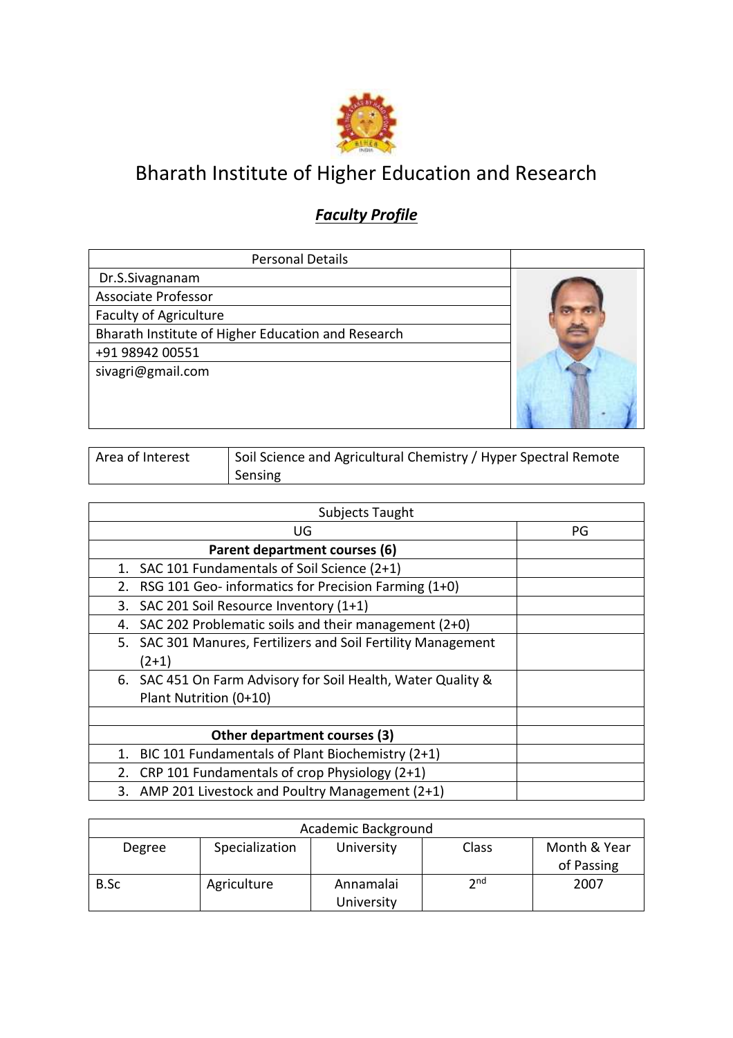# Bharath Institute of Higher Education and Research

## *Faculty Profile*

| Personal Details | |
|---|---|
| Dr.S.Sivagnanam | |
| Associate Professor | |
| Faculty of Agriculture | |
| Bharath Institute of Higher Education and Research | |
| +91 98942 00551 | |
| sivagri@gmail.com | |

| Area of Interest | Soil Science and Agricultural Chemistry / Hyper Spectral Remote Sensing |
|---|---|

| Subjects Taught | |
|---|---|
| UG | PG |
| **Parent department courses (6)** | |
| 1. SAC 101 Fundamentals of Soil Science (2+1) | |
| 2. RSG 101 Geo- informatics for Precision Farming (1+0) | |
| 3. SAC 201 Soil Resource Inventory (1+1) | |
| 4. SAC 202 Problematic soils and their management (2+0) | |
| 5. SAC 301 Manures, Fertilizers and Soil Fertility Management (2+1) | |
| 6. SAC 451 On Farm Advisory for Soil Health, Water Quality & Plant Nutrition (0+10) | |
| | |
| **Other department courses (3)** | |
| 1. BIC 101 Fundamentals of Plant Biochemistry (2+1) | |
| 2. CRP 101 Fundamentals of crop Physiology (2+1) | |
| 3. AMP 201 Livestock and Poultry Management (2+1) | |

| Academic Background | | | | |
|---|---|---|---|---|
| Degree | Specialization | University | Class | Month & Year of Passing |
| B.Sc | Agriculture | Annamalai University | 2nd | 2007 |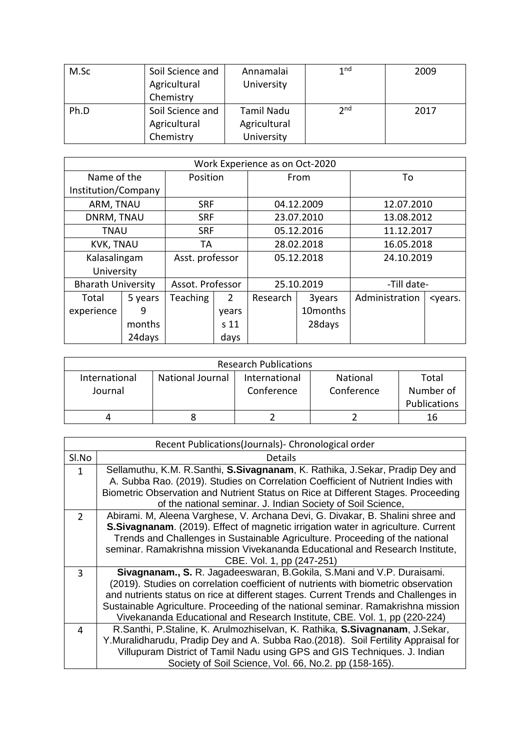| M.Sc | Soil Science and Agricultural Chemistry | Annamalai University | 1st | 2009 |
|---|---|---|---|---|
| Ph.D | Soil Science and Agricultural Chemistry | Tamil Nadu Agricultural University | 2nd | 2017 |

| Work Experience as on Oct-2020 | | | | | | | |
|---|---|---|---|---|---|---|---|
| Name of the Institution/Company | | Position | | From | | To | |
| ARM, TNAU | | SRF | | 04.12.2009 | | 12.07.2010 | |
| DNRM, TNAU | | SRF | | 23.07.2010 | | 13.08.2012 | |
| TNAU | | SRF | | 05.12.2016 | | 11.12.2017 | |
| KVK, TNAU | | TA | | 28.02.2018 | | 16.05.2018 | |
| Kalasalingam University | | Asst. professor | | 05.12.2018 | | 24.10.2019 | |
| Bharath University | | Assot. Professor | | 25.10.2019 | | -Till date- | |
| Total experience | 5 years 9 months 24days | Teaching | 2 years s 11 days | Research | 3years 10months 28days | Administration | <years. |

| Research Publications | | | | |
|---|---|---|---|---|
| International Journal | National Journal | International Conference | National Conference | Total Number of Publications |
| 4 | 8 | 2 | 2 | 16 |

| Recent Publications(Journals)- Chronological order | |
|---|---|
| Sl.No | Details |
| 1 | Sellamuthu, K.M. R.Santhi, **S.Sivagnanam**, K. Rathika, J.Sekar, Pradip Dey and A. Subba Rao. (2019). Studies on Correlation Coefficient of Nutrient Indies with Biometric Observation and Nutrient Status on Rice at Different Stages. Proceeding of the national seminar. J. Indian Society of Soil Science, |
| 2 | Abirami. M, Aleena Varghese, V. Archana Devi, G. Divakar, B. Shalini shree and **S.Sivagnanam**. (2019). Effect of magnetic irrigation water in agriculture. Current Trends and Challenges in Sustainable Agriculture. Proceeding of the national seminar. Ramakrishna mission Vivekananda Educational and Research Institute, CBE. Vol. 1, pp (247-251) |
| 3 | **Sivagnanam., S.** R. Jagadeeswaran, B.Gokila, S.Mani and V.P. Duraisami. (2019). Studies on correlation coefficient of nutrients with biometric observation and nutrients status on rice at different stages. Current Trends and Challenges in Sustainable Agriculture. Proceeding of the national seminar. Ramakrishna mission Vivekananda Educational and Research Institute, CBE. Vol. 1, pp (220-224) |
| 4 | R.Santhi, P.Staline, K. Arulmozhiselvan, K. Rathika, **S.Sivagnanam**, J.Sekar, Y.Muralidharudu, Pradip Dey and A. Subba Rao.(2018). Soil Fertility Appraisal for Villupuram District of Tamil Nadu using GPS and GIS Techniques. J. Indian Society of Soil Science, Vol. 66, No.2. pp (158-165). |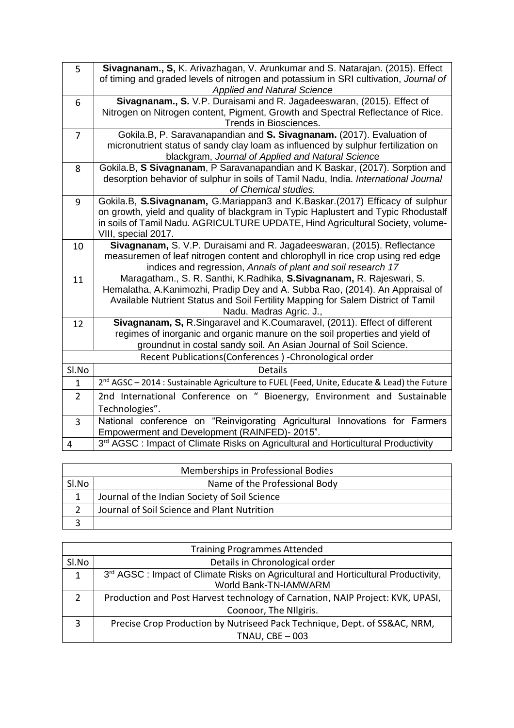| | |
|---|---|
| 5 | **Sivagnanam., S,** K. Arivazhagan, V. Arunkumar and S. Natarajan. (2015). Effect of timing and graded levels of nitrogen and potassium in SRI cultivation, *Journal of Applied and Natural Science* |
| 6 | **Sivagnanam., S.** V.P. Duraisami and R. Jagadeeswaran, (2015). Effect of Nitrogen on Nitrogen content, Pigment, Growth and Spectral Reflectance of Rice. Trends in Biosciences. |
| 7 | Gokila.B, P. Saravanapandian and **S. Sivagnanam.** (2017). Evaluation of micronutrient status of sandy clay loam as influenced by sulphur fertilization on blackgram, *Journal of Applied and Natural Science* |
| 8 | Gokila.B, **S Sivagnanam**, P Saravanapandian and K Baskar, (2017). Sorption and desorption behavior of sulphur in soils of Tamil Nadu, India. *International Journal of Chemical studies.* |
| 9 | Gokila.B, **S.Sivagnanam,** G.Mariappan3 and K.Baskar.(2017) Efficacy of sulphur on growth, yield and quality of blackgram in Typic Haplustert and Typic Rhodustalf in soils of Tamil Nadu. AGRICULTURE UPDATE, Hind Agricultural Society, volume-VIII, special 2017. |
| 10 | **Sivagnanam,** S. V.P. Duraisami and R. Jagadeeswaran, (2015). Reflectance measuremen of leaf nitrogen content and chlorophyll in rice crop using red edge indices and regression, *Annals of plant and soil research 17* |
| 11 | Maragatham., S. R. Santhi, K.Radhika, **S.Sivagnanam,** R. Rajeswari, S. Hemalatha, A.Kanimozhi, Pradip Dey and A. Subba Rao, (2014). An Appraisal of Available Nutrient Status and Soil Fertility Mapping for Salem District of Tamil Nadu. Madras Agric. J., |
| 12 | **Sivagnanam, S,** R.Singaravel and K.Coumaravel, (2011). Effect of different regimes of inorganic and organic manure on the soil properties and yield of groundnut in costal sandy soil. An Asian Journal of Soil Science. |
| Recent Publications(Conferences ) -Chronological order | |
| Sl.No | Details |
| 1 | 2nd AGSC – 2014 : Sustainable Agriculture to FUEL (Feed, Unite, Educate & Lead) the Future |
| 2 | 2nd International Conference on " Bioenergy, Environment and Sustainable Technologies". |
| 3 | National conference on "Reinvigorating Agricultural Innovations for Farmers Empowerment and Development (RAINFED)- 2015". |
| 4 | 3rd AGSC : Impact of Climate Risks on Agricultural and Horticultural Productivity |

| Memberships in Professional Bodies | |
|---|---|
| Sl.No | Name of the Professional Body |
| 1 | Journal of the Indian Society of Soil Science |
| 2 | Journal of Soil Science and Plant Nutrition |
| 3 | |

| Training Programmes Attended | |
|---|---|
| Sl.No | Details in Chronological order |
| 1 | 3rd AGSC : Impact of Climate Risks on Agricultural and Horticultural Productivity, World Bank-TN-IAMWARM |
| 2 | Production and Post Harvest technology of Carnation, NAIP Project: KVK, UPASI, Coonoor, The NIlgiris. |
| 3 | Precise Crop Production by Nutriseed Pack Technique, Dept. of SS&AC, NRM, TNAU, CBE – 003 |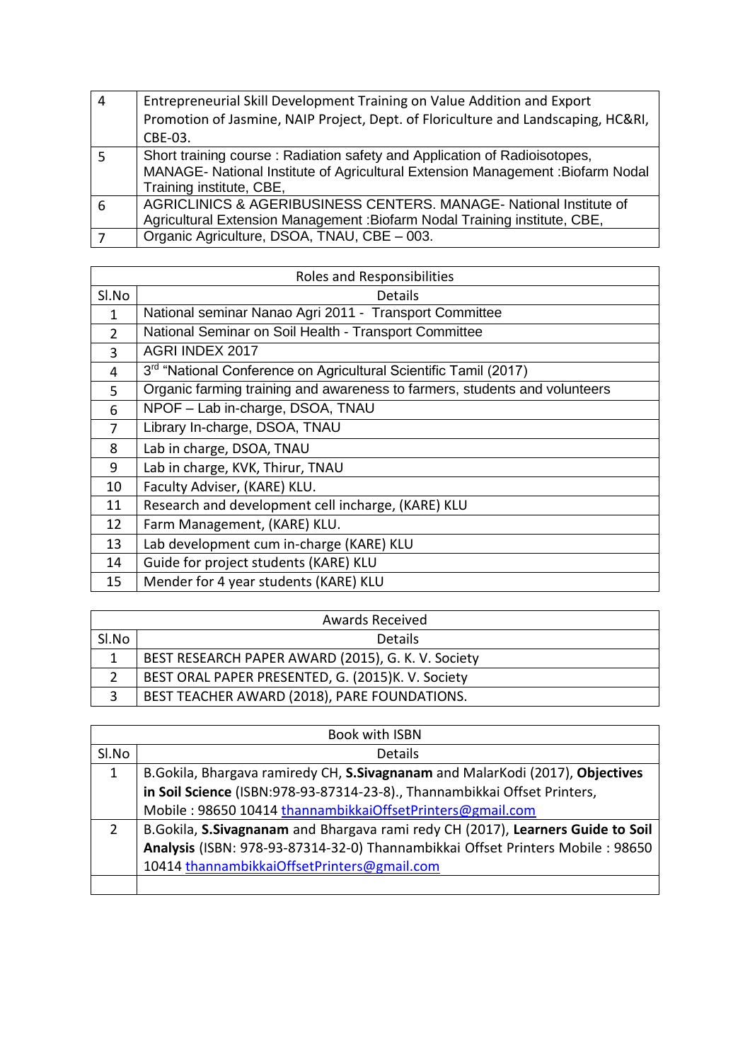| | |
|---|---|
| 4 | Entrepreneurial Skill Development Training on Value Addition and Export Promotion of Jasmine, NAIP Project, Dept. of Floriculture and Landscaping, HC&RI, CBE-03. |
| 5 | Short training course : Radiation safety and Application of Radioisotopes, MANAGE- National Institute of Agricultural Extension Management :Biofarm Nodal Training institute, CBE, |
| 6 | AGRICLINICS & AGERIBUSINESS CENTERS. MANAGE- National Institute of Agricultural Extension Management :Biofarm Nodal Training institute, CBE, |
| 7 | Organic Agriculture, DSOA, TNAU, CBE – 003. |

| Roles and Responsibilities | |
|---|---|
| Sl.No | Details |
| 1 | National seminar Nanao Agri 2011 - Transport Committee |
| 2 | National Seminar on Soil Health - Transport Committee |
| 3 | AGRI INDEX 2017 |
| 4 | 3rd "National Conference on Agricultural Scientific Tamil (2017) |
| 5 | Organic farming training and awareness to farmers, students and volunteers |
| 6 | NPOF – Lab in-charge, DSOA, TNAU |
| 7 | Library In-charge, DSOA, TNAU |
| 8 | Lab in charge, DSOA, TNAU |
| 9 | Lab in charge, KVK, Thirur, TNAU |
| 10 | Faculty Adviser, (KARE) KLU. |
| 11 | Research and development cell incharge, (KARE) KLU |
| 12 | Farm Management, (KARE) KLU. |
| 13 | Lab development cum in-charge (KARE) KLU |
| 14 | Guide for project students (KARE) KLU |
| 15 | Mender for 4 year students (KARE) KLU |

| Awards Received | |
|---|---|
| Sl.No | Details |
| 1 | BEST RESEARCH PAPER AWARD (2015), G. K. V. Society |
| 2 | BEST ORAL PAPER PRESENTED, G. (2015)K. V. Society |
| 3 | BEST TEACHER AWARD (2018), PARE FOUNDATIONS. |

| Book with ISBN | |
|---|---|
| Sl.No | Details |
| 1 | B.Gokila, Bhargava ramiredy CH, **S.Sivagnanam** and MalarKodi (2017), **Objectives in Soil Science** (ISBN:978-93-87314-23-8)., Thannambikkai Offset Printers, Mobile : 98650 10414 thannambikkaiOffsetPrinters@gmail.com |
| 2 | B.Gokila, **S.Sivagnanam** and Bhargava rami redy CH (2017), **Learners Guide to Soil Analysis** (ISBN: 978-93-87314-32-0) Thannambikkai Offset Printers Mobile : 98650 10414 thannambikkaiOffsetPrinters@gmail.com |
| | |